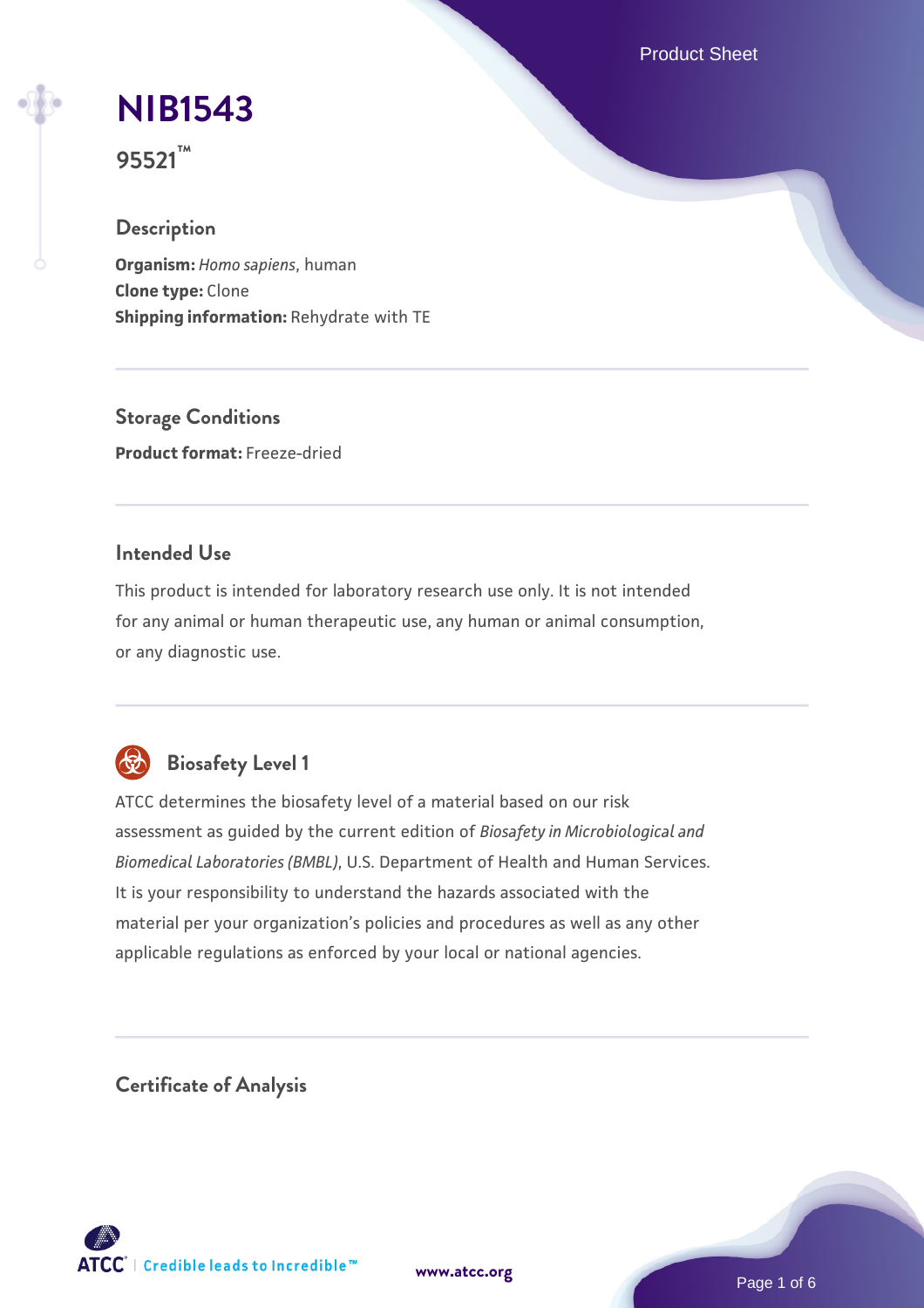# NIB1543

**95521™**

## Description

**Organism:** *Homo sapiens*, human
**Clone type:** Clone
**Shipping information:** Rehydrate with TE

## Storage Conditions

**Product format:** Freeze-dried

## Intended Use

This product is intended for laboratory research use only. It is not intended for any animal or human therapeutic use, any human or animal consumption, or any diagnostic use.

## Biosafety Level 1

ATCC determines the biosafety level of a material based on our risk assessment as guided by the current edition of *Biosafety in Microbiological and Biomedical Laboratories (BMBL)*, U.S. Department of Health and Human Services. It is your responsibility to understand the hazards associated with the material per your organization's policies and procedures as well as any other applicable regulations as enforced by your local or national agencies.

## Certificate of Analysis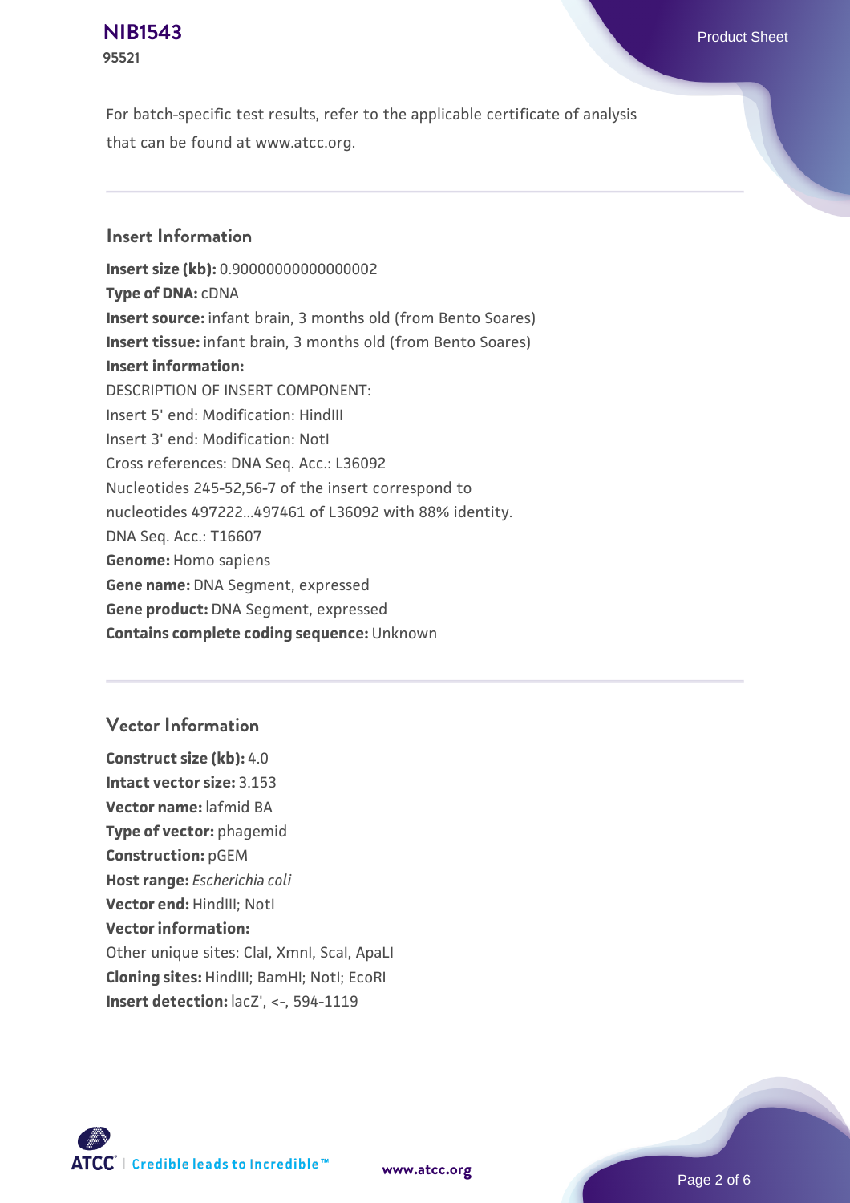For batch-specific test results, refer to the applicable certificate of analysis that can be found at www.atcc.org.

## Insert Information

**Insert size (kb):** 0.90000000000000002
**Type of DNA:** cDNA
**Insert source:** infant brain, 3 months old (from Bento Soares)
**Insert tissue:** infant brain, 3 months old (from Bento Soares)
**Insert information:**
DESCRIPTION OF INSERT COMPONENT:
Insert 5' end: Modification: HindIII
Insert 3' end: Modification: NotI
Cross references: DNA Seq. Acc.: L36092
Nucleotides 245-52,56-7 of the insert correspond to nucleotides 497222...497461 of L36092 with 88% identity.
DNA Seq. Acc.: T16607
**Genome:** Homo sapiens
**Gene name:** DNA Segment, expressed
**Gene product:** DNA Segment, expressed
**Contains complete coding sequence:** Unknown

## Vector Information

**Construct size (kb):** 4.0
**Intact vector size:** 3.153
**Vector name:** lafmid BA
**Type of vector:** phagemid
**Construction:** pGEM
**Host range:** *Escherichia coli*
**Vector end:** HindIII; NotI
**Vector information:**
Other unique sites: ClaI, XmnI, ScaI, ApaLI
**Cloning sites:** HindIII; BamHI; NotI; EcoRI
**Insert detection:** lacZ', <-, 594-1119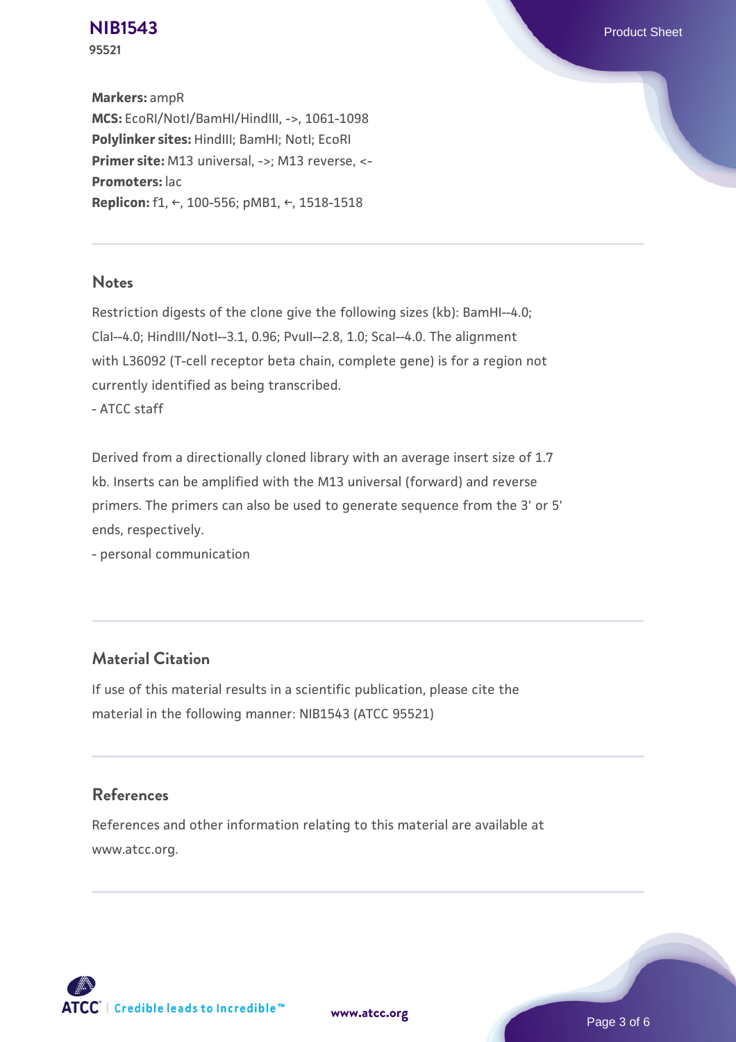**Markers:** ampR
**MCS:** EcoRI/NotI/BamHI/HindIII, ->, 1061-1098
**Polylinker sites:** HindIII; BamHI; NotI; EcoRI
**Primer site:** M13 universal, ->; M13 reverse, <-
**Promoters:** lac
**Replicon:** f1, ←, 100-556; pMB1, ←, 1518-1518

## Notes

Restriction digests of the clone give the following sizes (kb): BamHI--4.0; ClaI--4.0; HindIII/NotI--3.1, 0.96; PvuII--2.8, 1.0; ScaI--4.0. The alignment with L36092 (T-cell receptor beta chain, complete gene) is for a region not currently identified as being transcribed.
- ATCC staff

Derived from a directionally cloned library with an average insert size of 1.7 kb. Inserts can be amplified with the M13 universal (forward) and reverse primers. The primers can also be used to generate sequence from the 3' or 5' ends, respectively.
- personal communication

## Material Citation

If use of this material results in a scientific publication, please cite the material in the following manner: NIB1543 (ATCC 95521)

## References

References and other information relating to this material are available at www.atcc.org.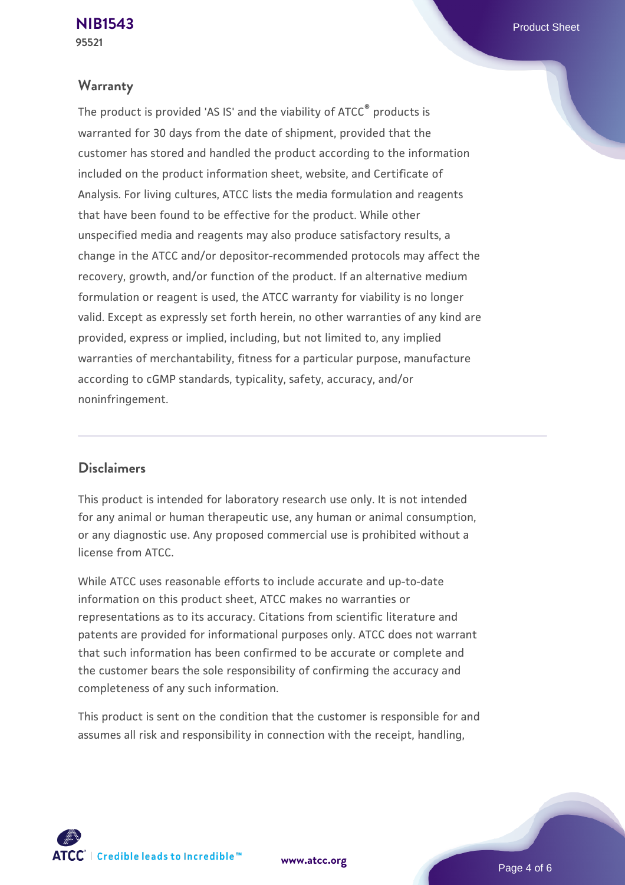## Warranty

The product is provided 'AS IS' and the viability of ATCC® products is warranted for 30 days from the date of shipment, provided that the customer has stored and handled the product according to the information included on the product information sheet, website, and Certificate of Analysis. For living cultures, ATCC lists the media formulation and reagents that have been found to be effective for the product. While other unspecified media and reagents may also produce satisfactory results, a change in the ATCC and/or depositor-recommended protocols may affect the recovery, growth, and/or function of the product. If an alternative medium formulation or reagent is used, the ATCC warranty for viability is no longer valid. Except as expressly set forth herein, no other warranties of any kind are provided, express or implied, including, but not limited to, any implied warranties of merchantability, fitness for a particular purpose, manufacture according to cGMP standards, typicality, safety, accuracy, and/or noninfringement.

## Disclaimers

This product is intended for laboratory research use only. It is not intended for any animal or human therapeutic use, any human or animal consumption, or any diagnostic use. Any proposed commercial use is prohibited without a license from ATCC.

While ATCC uses reasonable efforts to include accurate and up-to-date information on this product sheet, ATCC makes no warranties or representations as to its accuracy. Citations from scientific literature and patents are provided for informational purposes only. ATCC does not warrant that such information has been confirmed to be accurate or complete and the customer bears the sole responsibility of confirming the accuracy and completeness of any such information.

This product is sent on the condition that the customer is responsible for and assumes all risk and responsibility in connection with the receipt, handling,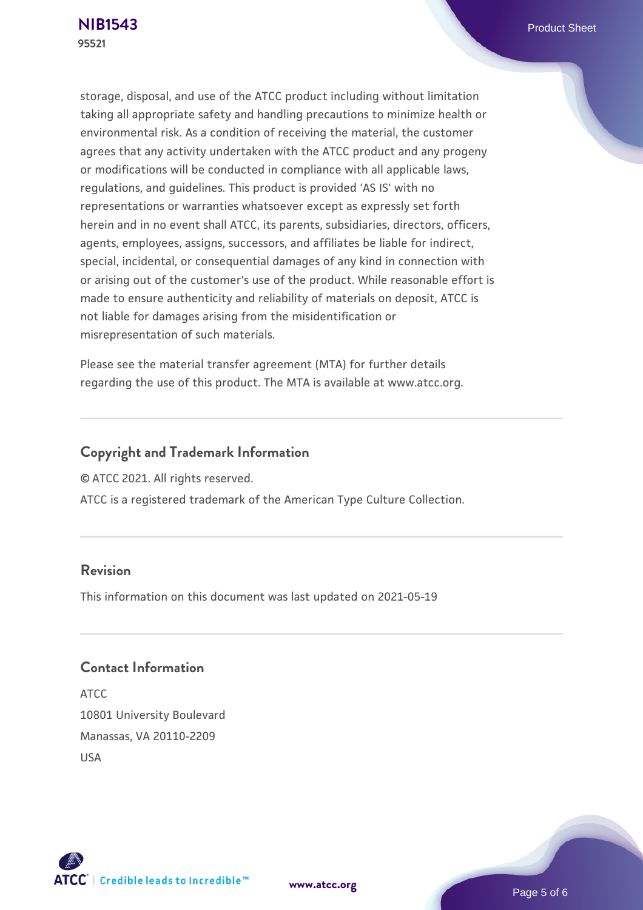storage, disposal, and use of the ATCC product including without limitation taking all appropriate safety and handling precautions to minimize health or environmental risk. As a condition of receiving the material, the customer agrees that any activity undertaken with the ATCC product and any progeny or modifications will be conducted in compliance with all applicable laws, regulations, and guidelines. This product is provided 'AS IS' with no representations or warranties whatsoever except as expressly set forth herein and in no event shall ATCC, its parents, subsidiaries, directors, officers, agents, employees, assigns, successors, and affiliates be liable for indirect, special, incidental, or consequential damages of any kind in connection with or arising out of the customer's use of the product. While reasonable effort is made to ensure authenticity and reliability of materials on deposit, ATCC is not liable for damages arising from the misidentification or misrepresentation of such materials.

Please see the material transfer agreement (MTA) for further details regarding the use of this product. The MTA is available at www.atcc.org.

## Copyright and Trademark Information

© ATCC 2021. All rights reserved.

ATCC is a registered trademark of the American Type Culture Collection.

## Revision

This information on this document was last updated on 2021-05-19

## Contact Information

ATCC
10801 University Boulevard
Manassas, VA 20110-2209
USA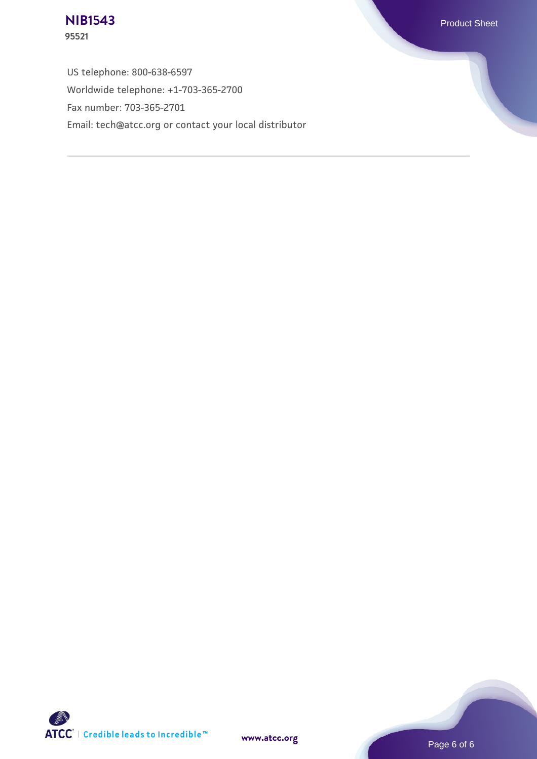US telephone: 800-638-6597

Worldwide telephone: +1-703-365-2700

Fax number: 703-365-2701

Email: tech@atcc.org or contact your local distributor